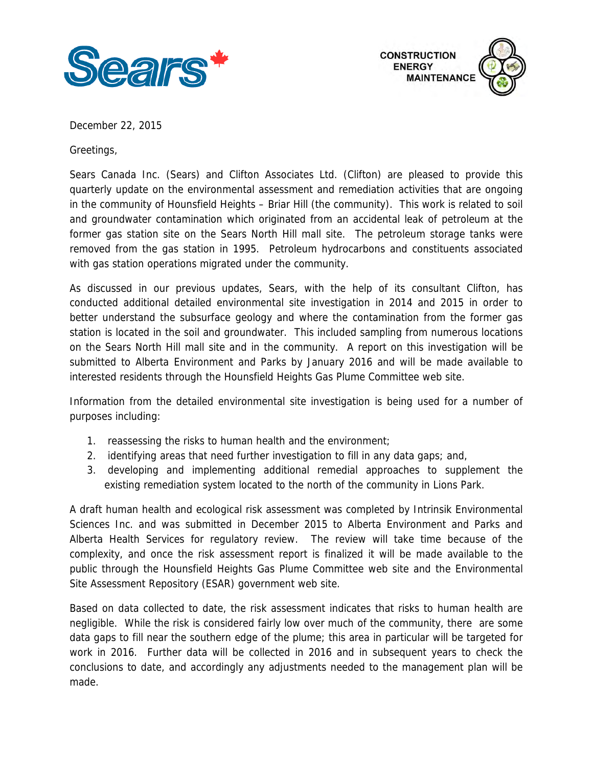December 22, 2015

Greetings,

Sears Canada Inc. (Sears) and Clifton Associates Ltd. (Clifton) are pleased to provide this quarterly update on the environmental assessment and remediation activities that are ongoing in the community of Hounsfield Heights – Briar Hill (the community). This work is related to soil and groundwater contamination which originated from an accidental leak of petroleum at the former gas station site on the Sears North Hill mall site. The petroleum storage tanks were removed from the gas station in 1995. Petroleum hydrocarbons and constituents associated with gas station operations migrated under the community.

As discussed in our previous updates, Sears, with the help of its consultant Clifton, has conducted additional detailed environmental site investigation in 2014 and 2015 in order to better understand the subsurface geology and where the contamination from the former gas station is located in the soil and groundwater. This included sampling from numerous locations on the Sears North Hill mall site and in the community. A report on this investigation will be submitted to Alberta Environment and Parks by January 2016 and will be made available to interested residents through the Hounsfield Heights Gas Plume Committee web site.

Information from the detailed environmental site investigation is being used for a number of purposes including:

1. reassessing the risks to human health and the environment;
2. identifying areas that need further investigation to fill in any data gaps; and,
3. developing and implementing additional remedial approaches to supplement the existing remediation system located to the north of the community in Lions Park.

A draft human health and ecological risk assessment was completed by Intrinsik Environmental Sciences Inc. and was submitted in December 2015 to Alberta Environment and Parks and Alberta Health Services for regulatory review. The review will take time because of the complexity, and once the risk assessment report is finalized it will be made available to the public through the Hounsfield Heights Gas Plume Committee web site and the Environmental Site Assessment Repository (ESAR) government web site.

Based on data collected to date, the risk assessment indicates that risks to human health are negligible. While the risk is considered fairly low over much of the community, there are some data gaps to fill near the southern edge of the plume; this area in particular will be targeted for work in 2016. Further data will be collected in 2016 and in subsequent years to check the conclusions to date, and accordingly any adjustments needed to the management plan will be made.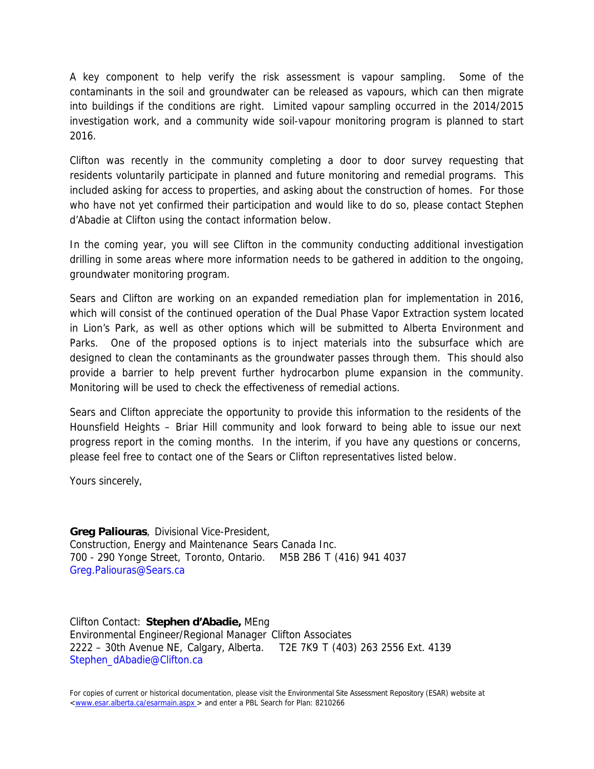A key component to help verify the risk assessment is vapour sampling. Some of the contaminants in the soil and groundwater can be released as vapours, which can then migrate into buildings if the conditions are right. Limited vapour sampling occurred in the 2014/2015 investigation work, and a community wide soil-vapour monitoring program is planned to start 2016.

Clifton was recently in the community completing a door to door survey requesting that residents voluntarily participate in planned and future monitoring and remedial programs. This included asking for access to properties, and asking about the construction of homes. For those who have not yet confirmed their participation and would like to do so, please contact Stephen d'Abadie at Clifton using the contact information below.

In the coming year, you will see Clifton in the community conducting additional investigation drilling in some areas where more information needs to be gathered in addition to the ongoing, groundwater monitoring program.

Sears and Clifton are working on an expanded remediation plan for implementation in 2016, which will consist of the continued operation of the Dual Phase Vapor Extraction system located in Lion's Park, as well as other options which will be submitted to Alberta Environment and Parks. One of the proposed options is to inject materials into the subsurface which are designed to clean the contaminants as the groundwater passes through them. This should also provide a barrier to help prevent further hydrocarbon plume expansion in the community. Monitoring will be used to check the effectiveness of remedial actions.

Sears and Clifton appreciate the opportunity to provide this information to the residents of the Hounsfield Heights – Briar Hill community and look forward to being able to issue our next progress report in the coming months. In the interim, if you have any questions or concerns, please feel free to contact one of the Sears or Clifton representatives listed below.

Yours sincerely,

**Greg Paliouras**, Divisional Vice-President,
Construction, Energy and Maintenance Sears Canada Inc.
700 - 290 Yonge Street, Toronto, Ontario. M5B 2B6 T (416) 941 4037
Greg.Paliouras@Sears.ca

Clifton Contact: **Stephen d'Abadie,** MEng
Environmental Engineer/Regional Manager Clifton Associates
2222 – 30th Avenue NE, Calgary, Alberta. T2E 7K9 T (403) 263 2556 Ext. 4139
Stephen_dAbadie@Clifton.ca

For copies of current or historical documentation, please visit the Environmental Site Assessment Repository (ESAR) website at <www.esar.alberta.ca/esarmain.aspx > and enter a PBL Search for Plan: 8210266